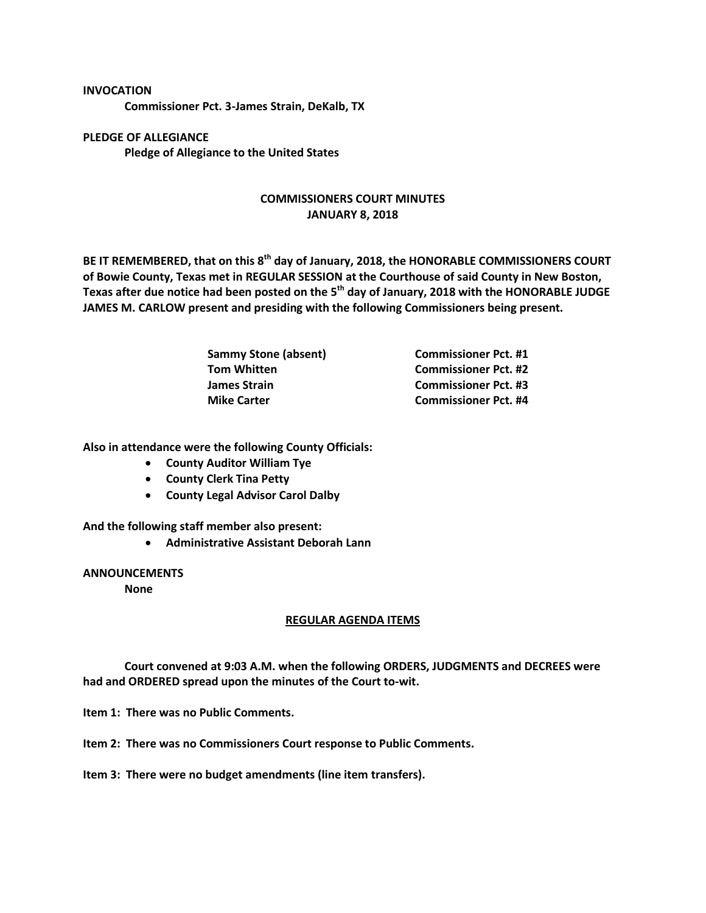**INVOCATION**

**Commissioner Pct. 3-James Strain, DeKalb, TX**

**PLEDGE OF ALLEGIANCE**

**Pledge of Allegiance to the United States**

## COMMISSIONERS COURT MINUTES
## JANUARY 8, 2018

**BE IT REMEMBERED, that on this 8th day of January, 2018, the HONORABLE COMMISSIONERS COURT of Bowie County, Texas met in REGULAR SESSION at the Courthouse of said County in New Boston, Texas after due notice had been posted on the 5th day of January, 2018 with the HONORABLE JUDGE JAMES M. CARLOW present and presiding with the following Commissioners being present.**

| | |
|---|---|
| **Sammy Stone (absent)** | **Commissioner Pct. #1** |
| **Tom Whitten** | **Commissioner Pct. #2** |
| **James Strain** | **Commissioner Pct. #3** |
| **Mike Carter** | **Commissioner Pct. #4** |

**Also in attendance were the following County Officials:**

- **County Auditor William Tye**
- **County Clerk Tina Petty**
- **County Legal Advisor Carol Dalby**

**And the following staff member also present:**

- **Administrative Assistant Deborah Lann**

**ANNOUNCEMENTS**

**None**

## REGULAR AGENDA ITEMS

**Court convened at 9:03 A.M. when the following ORDERS, JUDGMENTS and DECREES were had and ORDERED spread upon the minutes of the Court to-wit.**

**Item 1: There was no Public Comments.**

**Item 2: There was no Commissioners Court response to Public Comments.**

**Item 3: There were no budget amendments (line item transfers).**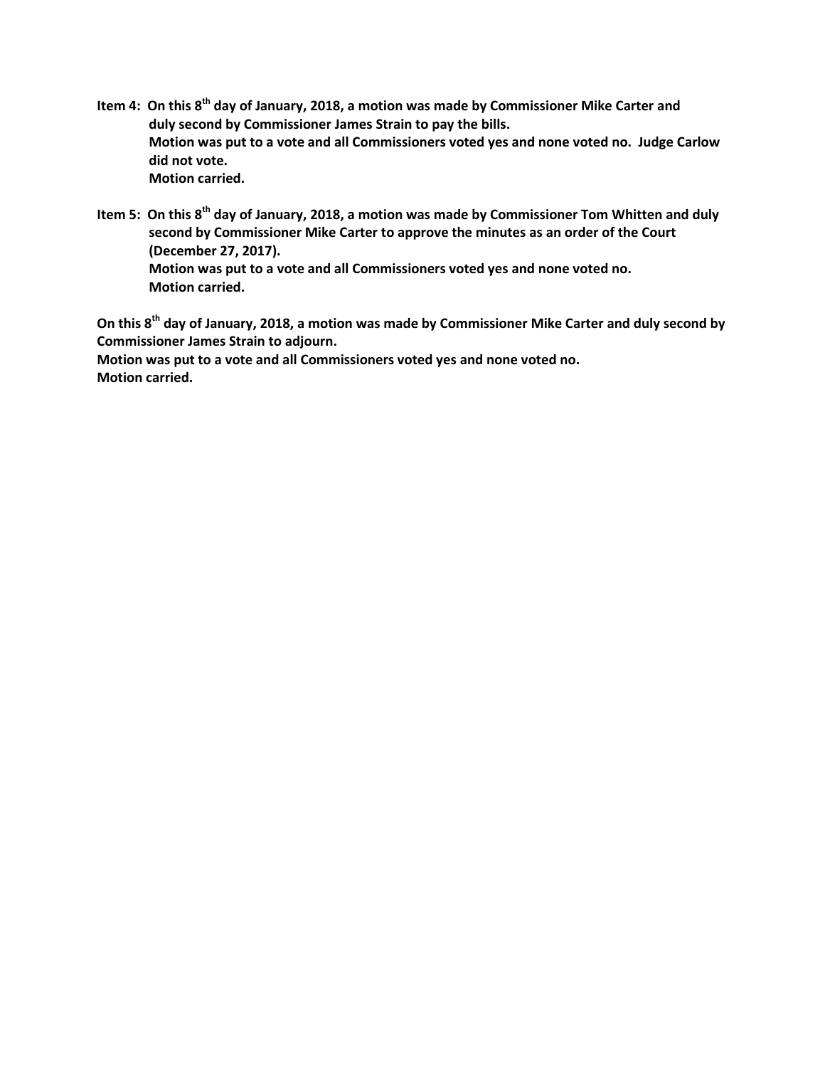**Item 4: On this 8th day of January, 2018, a motion was made by Commissioner Mike Carter and duly second by Commissioner James Strain to pay the bills.**
**Motion was put to a vote and all Commissioners voted yes and none voted no. Judge Carlow did not vote.**
**Motion carried.**

**Item 5: On this 8th day of January, 2018, a motion was made by Commissioner Tom Whitten and duly second by Commissioner Mike Carter to approve the minutes as an order of the Court (December 27, 2017).**
**Motion was put to a vote and all Commissioners voted yes and none voted no.**
**Motion carried.**

**On this 8th day of January, 2018, a motion was made by Commissioner Mike Carter and duly second by Commissioner James Strain to adjourn.**
**Motion was put to a vote and all Commissioners voted yes and none voted no.**
**Motion carried.**